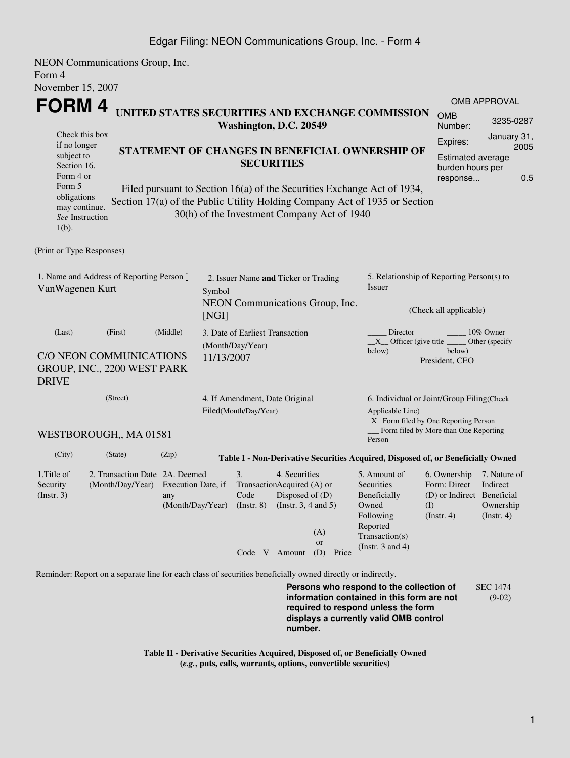NEON Communications Group, Inc.
Form 4
November 15, 2007

# FORM 4

**UNITED STATES SECURITIES AND EXCHANGE COMMISSION**
**Washington, D.C. 20549**

| OMB APPROVAL | |
|---|---|
| OMB Number: | 3235-0287 |
| Expires: | January 31, 2005 |
| Estimated average burden hours per response... | 0.5 |

Check this box if no longer subject to Section 16. Form 4 or Form 5 obligations may continue. *See* Instruction 1(b).

**STATEMENT OF CHANGES IN BENEFICIAL OWNERSHIP OF SECURITIES**

Filed pursuant to Section 16(a) of the Securities Exchange Act of 1934, Section 17(a) of the Public Utility Holding Company Act of 1935 or Section 30(h) of the Investment Company Act of 1940

(Print or Type Responses)

1. Name and Address of Reporting Person *
VanWagenen Kurt

(Last) (First) (Middle)

C/O NEON COMMUNICATIONS GROUP, INC., 2200 WEST PARK DRIVE

(Street)

WESTBOROUGH,, MA 01581

(City) (State) (Zip)

2. Issuer Name **and** Ticker or Trading Symbol
NEON Communications Group, Inc. [NGI]

3. Date of Earliest Transaction (Month/Day/Year)
11/13/2007

4. If Amendment, Date Original Filed(Month/Day/Year)

5. Relationship of Reporting Person(s) to Issuer

(Check all applicable)

_____ Director _____ 10% Owner
__X__ Officer (give title below) _____ Other (specify below)
President, CEO

6. Individual or Joint/Group Filing(Check Applicable Line)
_X_ Form filed by One Reporting Person
___ Form filed by More than One Reporting Person

**Table I - Non-Derivative Securities Acquired, Disposed of, or Beneficially Owned**

| 1.Title of Security (Instr. 3) | 2. Transaction Date (Month/Day/Year) | 2A. Deemed Execution Date, if any (Month/Day/Year) | 3. Transaction Code (Instr. 8) | | 4. Securities Acquired (A) or Disposed of (D) (Instr. 3, 4 and 5) | | | 5. Amount of Securities Beneficially Owned Following Reported Transaction(s) (Instr. 3 and 4) | 6. Ownership Form: Direct (D) or Indirect (I) (Instr. 4) | 7. Nature of Indirect Beneficial Ownership (Instr. 4) |
|---|---|---|---|---|---|---|---|---|---|---|
| | | | Code | V | Amount | (A) or (D) | Price | | | |

Reminder: Report on a separate line for each class of securities beneficially owned directly or indirectly.

**Persons who respond to the collection of information contained in this form are not required to respond unless the form displays a currently valid OMB control number.**

SEC 1474 (9-02)

**Table II - Derivative Securities Acquired, Disposed of, or Beneficially Owned**
**(*e.g.*, puts, calls, warrants, options, convertible securities)**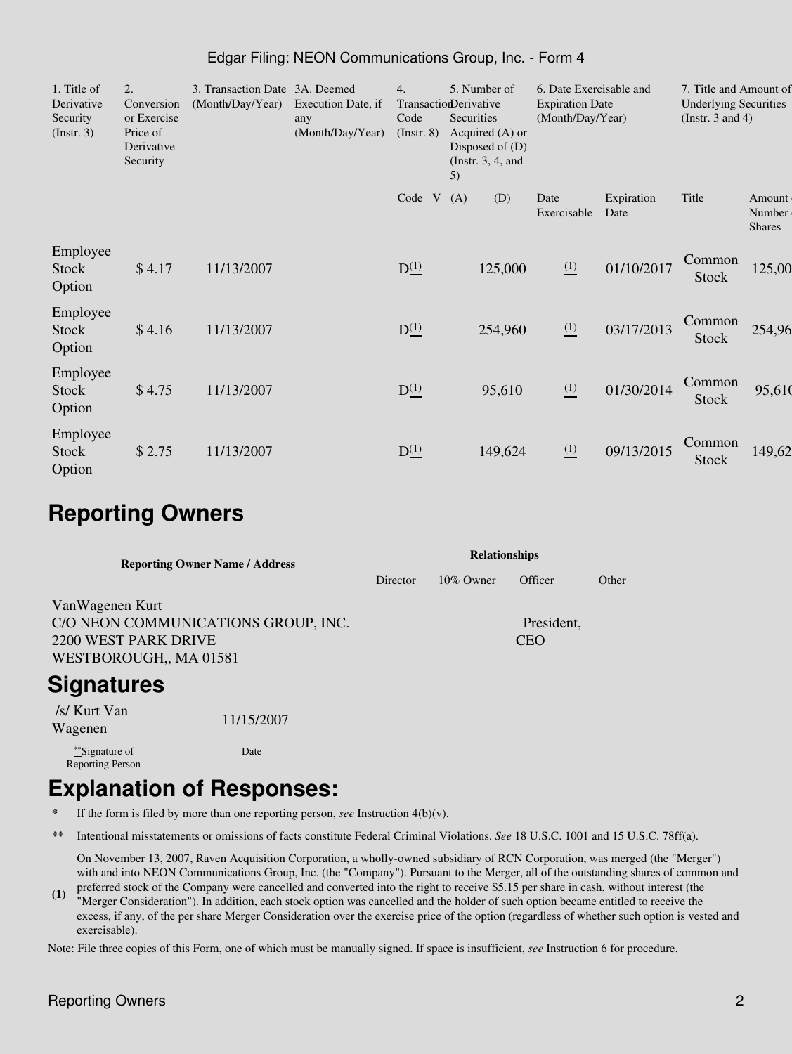| 1. Title of Derivative Security (Instr. 3) | 2. Conversion or Exercise Price of Derivative Security | 3. Transaction Date (Month/Day/Year) | 3A. Deemed Execution Date, if any (Month/Day/Year) | 4. Transaction Code (Instr. 8) | | 5. Number of Derivative Securities Acquired (A) or Disposed of (D) (Instr. 3, 4, and 5) | | 6. Date Exercisable and Expiration Date (Month/Day/Year) | | 7. Title and Amount of Underlying Securities (Instr. 3 and 4) | |
|---|---|---|---|---|---|---|---|---|---|---|---|
| | | | | Code | V | (A) | (D) | Date Exercisable | Expiration Date | Title | Amount or Number of Shares |
| Employee Stock Option | $ 4.17 | 11/13/2007 | | D [(1)] | | | 125,000 | [(1)] | 01/10/2017 | Common Stock | 125,000 |
| Employee Stock Option | $ 4.16 | 11/13/2007 | | D [(1)] | | | 254,960 | [(1)] | 03/17/2013 | Common Stock | 254,960 |
| Employee Stock Option | $ 4.75 | 11/13/2007 | | D [(1)] | | | 95,610 | [(1)] | 01/30/2014 | Common Stock | 95,610 |
| Employee Stock Option | $ 2.75 | 11/13/2007 | | D [(1)] | | | 149,624 | [(1)] | 09/13/2015 | Common Stock | 149,624 |

# Reporting Owners

| Reporting Owner Name / Address | Relationships | | | |
|---|---|---|---|---|
| | Director | 10% Owner | Officer | Other |
| VanWagenen Kurt<br>C/O NEON COMMUNICATIONS GROUP, INC.<br>2200 WEST PARK DRIVE<br>WESTBOROUGH,, MA 01581 | | | President, CEO | |

# Signatures

| /s/ Kurt Van Wagenen | 11/15/2007 |
|---|---|
| **Signature of Reporting Person | Date |

# Explanation of Responses:

\* If the form is filed by more than one reporting person, *see* Instruction 4(b)(v).

** Intentional misstatements or omissions of facts constitute Federal Criminal Violations. *See* 18 U.S.C. 1001 and 15 U.S.C. 78ff(a).

**(1)** On November 13, 2007, Raven Acquisition Corporation, a wholly-owned subsidiary of RCN Corporation, was merged (the "Merger") with and into NEON Communications Group, Inc. (the "Company"). Pursuant to the Merger, all of the outstanding shares of common and preferred stock of the Company were cancelled and converted into the right to receive $5.15 per share in cash, without interest (the "Merger Consideration"). In addition, each stock option was cancelled and the holder of such option became entitled to receive the excess, if any, of the per share Merger Consideration over the exercise price of the option (regardless of whether such option is vested and exercisable).

Note: File three copies of this Form, one of which must be manually signed. If space is insufficient, *see* Instruction 6 for procedure.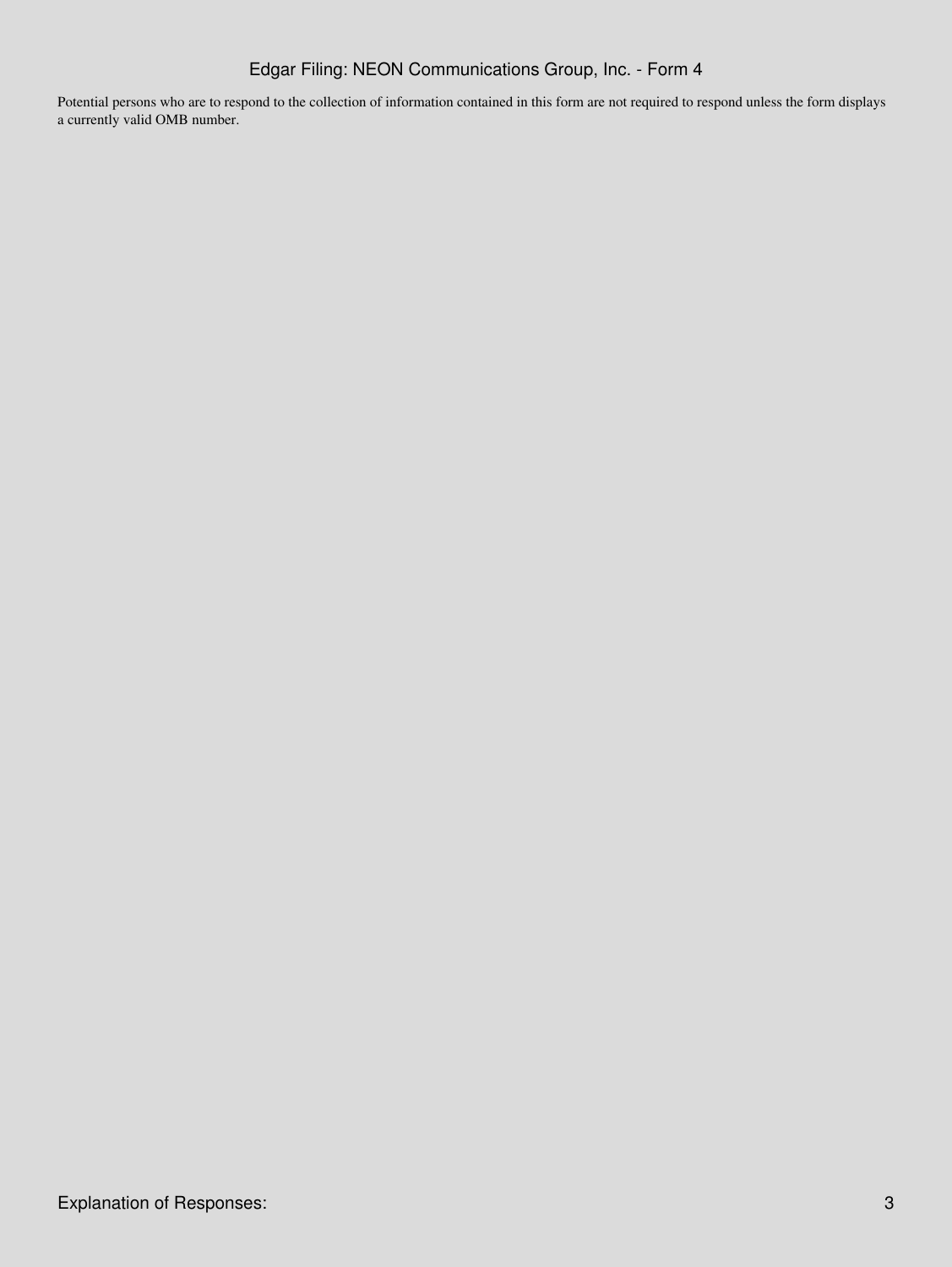Potential persons who are to respond to the collection of information contained in this form are not required to respond unless the form displays a currently valid OMB number.